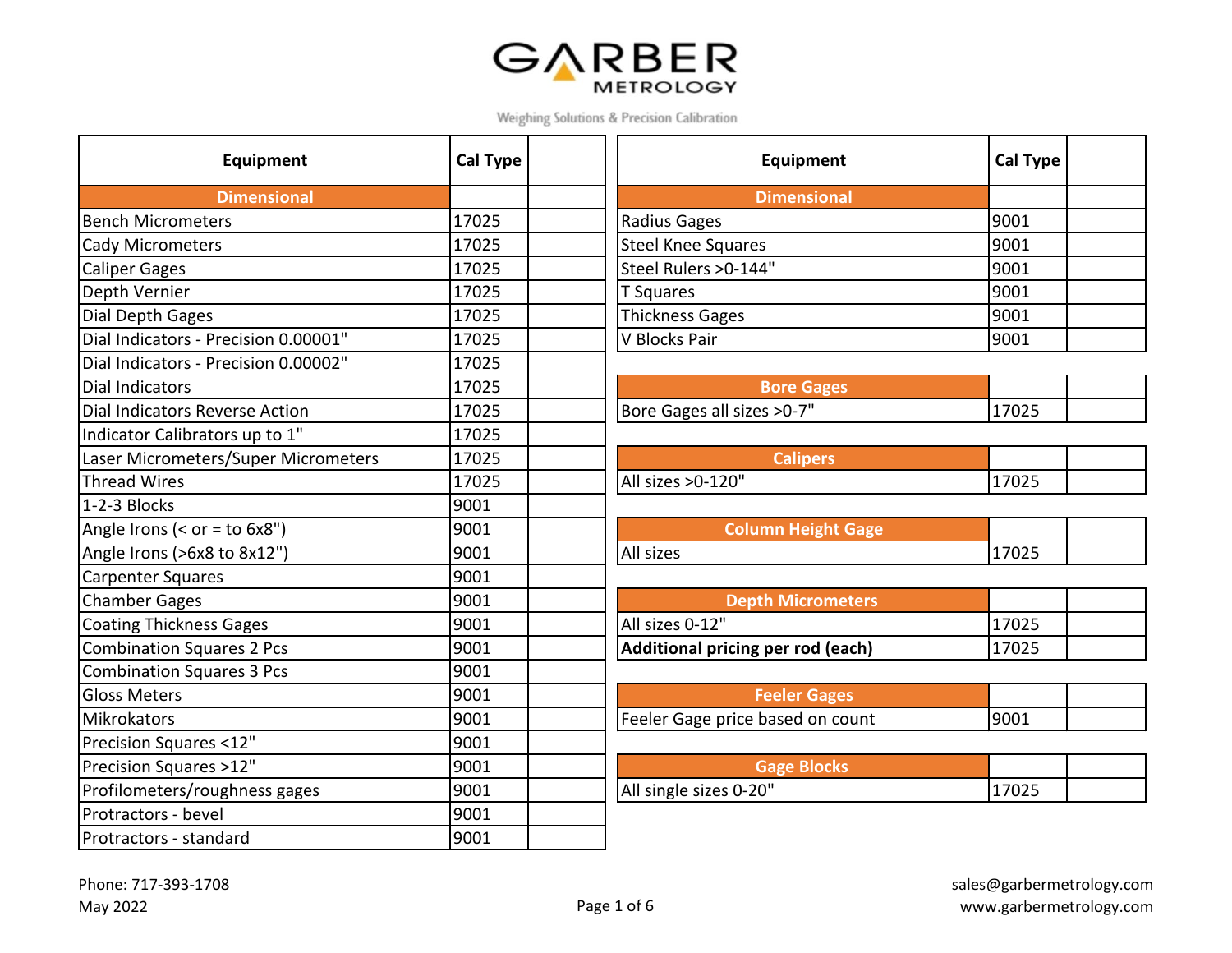# GARBER METROLOGY

Weighing Solutions & Precision Calibration

| Equipment | Cal Type | |
|---|---|---|
| **Dimensional** | | |
| Bench Micrometers | 17025 | |
| Cady Micrometers | 17025 | |
| Caliper Gages | 17025 | |
| Depth Vernier | 17025 | |
| Dial Depth Gages | 17025 | |
| Dial Indicators - Precision 0.00001" | 17025 | |
| Dial Indicators - Precision 0.00002" | 17025 | |
| Dial Indicators | 17025 | |
| Dial Indicators Reverse Action | 17025 | |
| Indicator Calibrators up to 1" | 17025 | |
| Laser Micrometers/Super Micrometers | 17025 | |
| Thread Wires | 17025 | |
| 1-2-3 Blocks | 9001 | |
| Angle Irons (< or = to 6x8") | 9001 | |
| Angle Irons (>6x8 to 8x12") | 9001 | |
| Carpenter Squares | 9001 | |
| Chamber Gages | 9001 | |
| Coating Thickness Gages | 9001 | |
| Combination Squares 2 Pcs | 9001 | |
| Combination Squares 3 Pcs | 9001 | |
| Gloss Meters | 9001 | |
| Mikrokators | 9001 | |
| Precision Squares <12" | 9001 | |
| Precision Squares >12" | 9001 | |
| Profilometers/roughness gages | 9001 | |
| Protractors - bevel | 9001 | |
| Protractors - standard | 9001 | |

| Equipment | Cal Type | |
|---|---|---|
| **Dimensional** | | |
| Radius Gages | 9001 | |
| Steel Knee Squares | 9001 | |
| Steel Rulers >0-144" | 9001 | |
| T Squares | 9001 | |
| Thickness Gages | 9001 | |
| V Blocks Pair | 9001 | |
| **Bore Gages** | | |
| Bore Gages all sizes >0-7" | 17025 | |
| **Calipers** | | |
| All sizes >0-120" | 17025 | |
| **Column Height Gage** | | |
| All sizes | 17025 | |
| **Depth Micrometers** | | |
| All sizes 0-12" | 17025 | |
| **Additional pricing per rod (each)** | 17025 | |
| **Feeler Gages** | | |
| Feeler Gage price based on count | 9001 | |
| **Gage Blocks** | | |
| All single sizes 0-20" | 17025 | |

Phone: 717-393-1708
May 2022

sales@garbermetrology.com
www.garbermetrology.com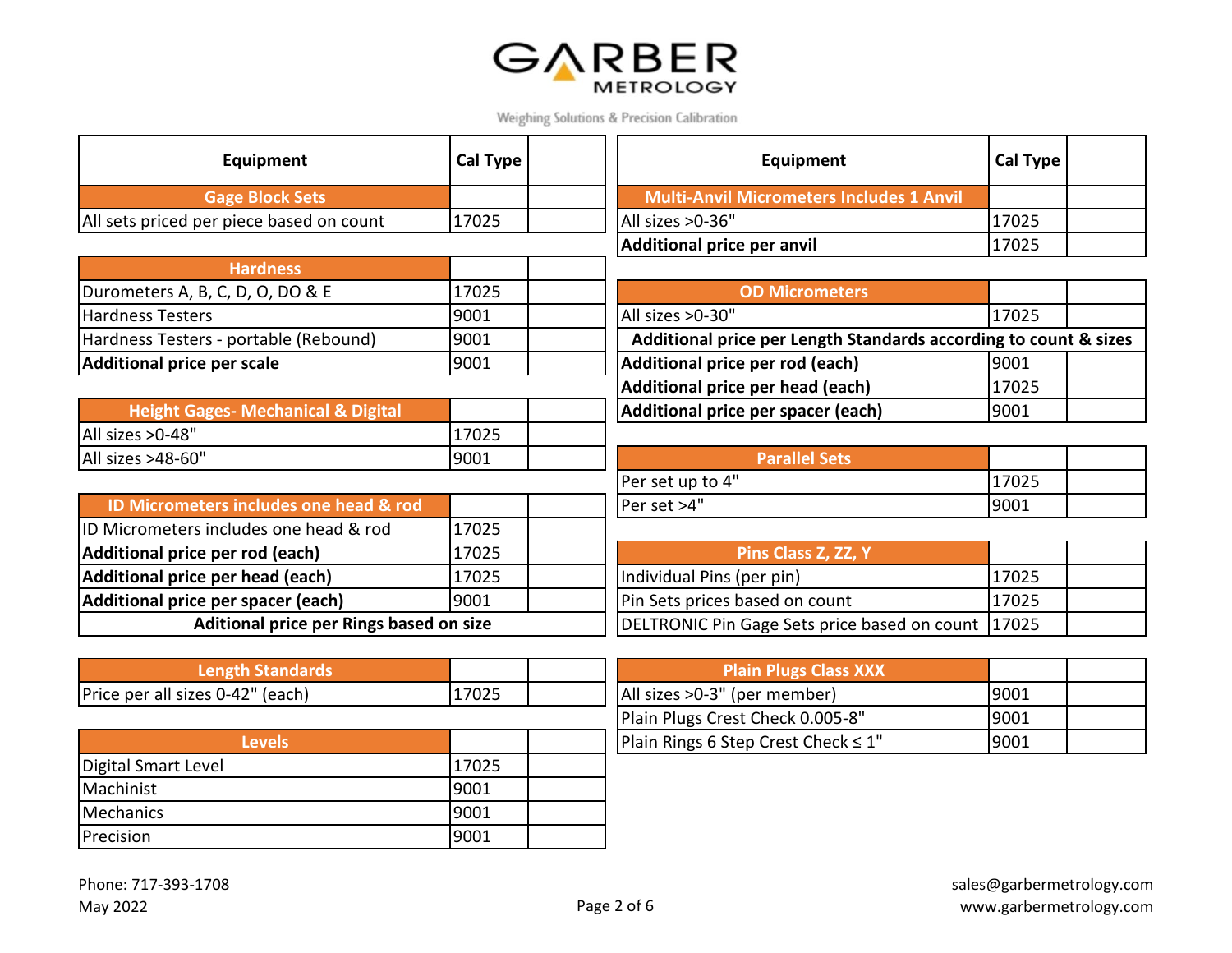# GARBER METROLOGY

Weighing Solutions & Precision Calibration

| Equipment | Cal Type | |
|---|---|---|
| **Gage Block Sets** | | |
| All sets priced per piece based on count | 17025 | |
| **Hardness** | | |
| Durometers A, B, C, D, O, DO & E | 17025 | |
| Hardness Testers | 9001 | |
| Hardness Testers - portable (Rebound) | 9001 | |
| **Additional price per scale** | 9001 | |
| **Height Gages- Mechanical & Digital** | | |
| All sizes >0-48" | 17025 | |
| All sizes >48-60" | 9001 | |
| **ID Micrometers includes one head & rod** | | |
| ID Micrometers includes one head & rod | 17025 | |
| **Additional price per rod (each)** | 17025 | |
| **Additional price per head (each)** | 17025 | |
| **Additional price per spacer (each)** | 9001 | |
| **Aditional price per Rings based on size** | | |
| **Length Standards** | | |
| Price per all sizes 0-42" (each) | 17025 | |
| **Levels** | | |
| Digital Smart Level | 17025 | |
| Machinist | 9001 | |
| Mechanics | 9001 | |
| Precision | 9001 | |

| Equipment | Cal Type | |
|---|---|---|
| **Multi-Anvil Micrometers Includes 1 Anvil** | | |
| All sizes >0-36" | 17025 | |
| **Additional price per anvil** | 17025 | |
| **OD Micrometers** | | |
| All sizes >0-30" | 17025 | |
| **Additional price per Length Standards according to count & sizes** | | |
| **Additional price per rod (each)** | 9001 | |
| **Additional price per head (each)** | 17025 | |
| **Additional price per spacer (each)** | 9001 | |
| **Parallel Sets** | | |
| Per set up to 4" | 17025 | |
| Per set >4" | 9001 | |
| **Pins Class Z, ZZ, Y** | | |
| Individual Pins (per pin) | 17025 | |
| Pin Sets prices based on count | 17025 | |
| DELTRONIC Pin Gage Sets price based on count | 17025 | |
| **Plain Plugs Class XXX** | | |
| All sizes >0-3" (per member) | 9001 | |
| Plain Plugs Crest Check 0.005-8" | 9001 | |
| Plain Rings 6 Step Crest Check ≤ 1" | 9001 | |

Phone: 717-393-1708
May 2022

sales@garbermetrology.com
www.garbermetrology.com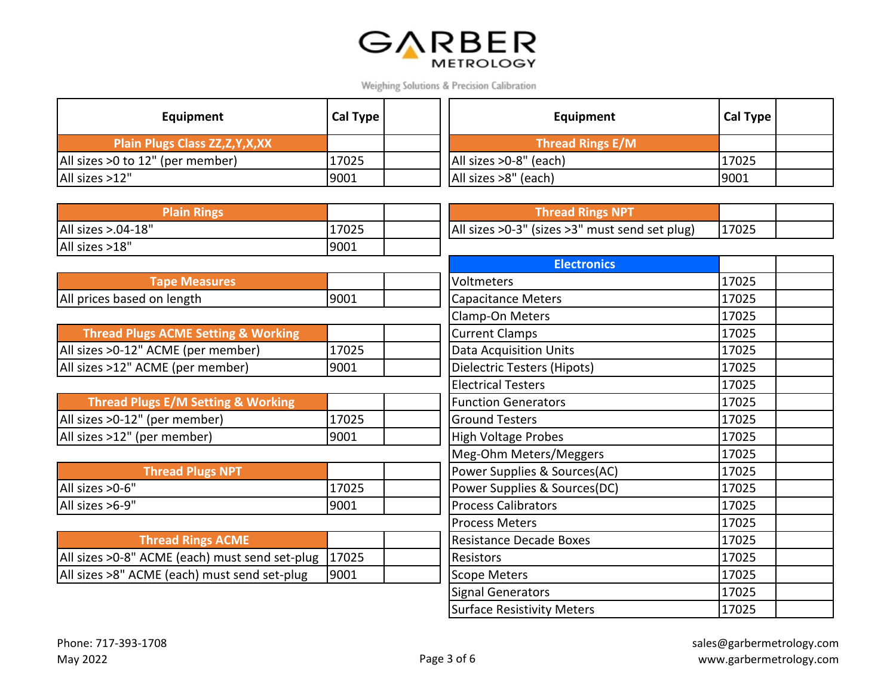# GARBER METROLOGY

Weighing Solutions & Precision Calibration

| Equipment | Cal Type | |
|---|---|---|
| **Plain Plugs Class ZZ,Z,Y,X,XX** | | |
| All sizes >0 to 12" (per member) | 17025 | |
| All sizes >12" | 9001 | |
| **Plain Rings** | | |
| All sizes >.04-18" | 17025 | |
| All sizes >18" | 9001 | |
| **Tape Measures** | | |
| All prices based on length | 9001 | |
| **Thread Plugs ACME Setting & Working** | | |
| All sizes >0-12" ACME (per member) | 17025 | |
| All sizes >12" ACME (per member) | 9001 | |
| **Thread Plugs E/M Setting & Working** | | |
| All sizes >0-12" (per member) | 17025 | |
| All sizes >12" (per member) | 9001 | |
| **Thread Plugs NPT** | | |
| All sizes >0-6" | 17025 | |
| All sizes >6-9" | 9001 | |
| **Thread Rings ACME** | | |
| All sizes >0-8" ACME (each) must send set-plug | 17025 | |
| All sizes >8" ACME (each) must send set-plug | 9001 | |

| Equipment | Cal Type | |
|---|---|---|
| **Thread Rings E/M** | | |
| All sizes >0-8" (each) | 17025 | |
| All sizes >8" (each) | 9001 | |
| **Thread Rings NPT** | | |
| All sizes >0-3" (sizes >3" must send set plug) | 17025 | |
| **Electronics** | | |
| Voltmeters | 17025 | |
| Capacitance Meters | 17025 | |
| Clamp-On Meters | 17025 | |
| Current Clamps | 17025 | |
| Data Acquisition Units | 17025 | |
| Dielectric Testers (Hipots) | 17025 | |
| Electrical Testers | 17025 | |
| Function Generators | 17025 | |
| Ground Testers | 17025 | |
| High Voltage Probes | 17025 | |
| Meg-Ohm Meters/Meggers | 17025 | |
| Power Supplies & Sources(AC) | 17025 | |
| Power Supplies & Sources(DC) | 17025 | |
| Process Calibrators | 17025 | |
| Process Meters | 17025 | |
| Resistance Decade Boxes | 17025 | |
| Resistors | 17025 | |
| Scope Meters | 17025 | |
| Signal Generators | 17025 | |
| Surface Resistivity Meters | 17025 | |

Phone: 717-393-1708
May 2022

sales@garbermetrology.com
www.garbermetrology.com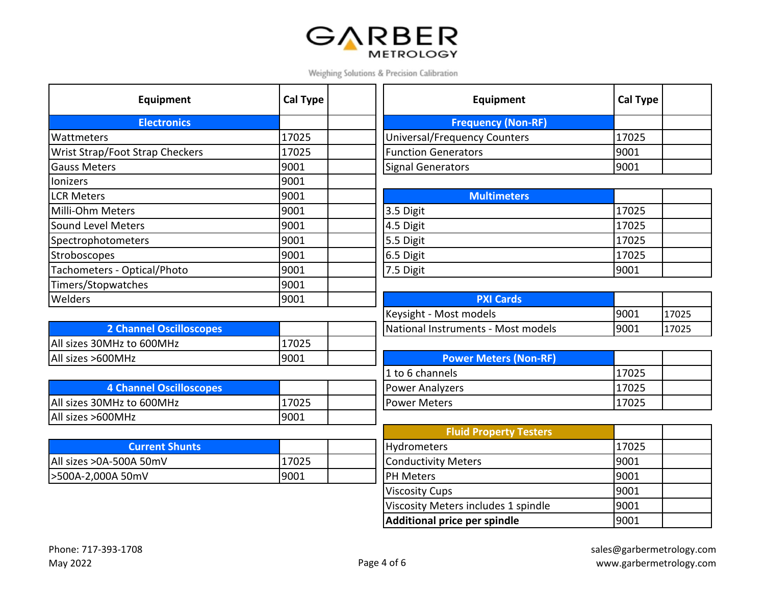# GARBER METROLOGY

Weighing Solutions & Precision Calibration

| Equipment | Cal Type | |
|---|---|---|
| **Electronics** | | |
| Wattmeters | 17025 | |
| Wrist Strap/Foot Strap Checkers | 17025 | |
| Gauss Meters | 9001 | |
| Ionizers | 9001 | |
| LCR Meters | 9001 | |
| Milli-Ohm Meters | 9001 | |
| Sound Level Meters | 9001 | |
| Spectrophotometers | 9001 | |
| Stroboscopes | 9001 | |
| Tachometers - Optical/Photo | 9001 | |
| Timers/Stopwatches | 9001 | |
| Welders | 9001 | |
| **2 Channel Oscilloscopes** | | |
| All sizes 30MHz to 600MHz | 17025 | |
| All sizes >600MHz | 9001 | |
| **4 Channel Oscilloscopes** | | |
| All sizes 30MHz to 600MHz | 17025 | |
| All sizes >600MHz | 9001 | |
| **Current Shunts** | | |
| All sizes >0A-500A 50mV | 17025 | |
| >500A-2,000A 50mV | 9001 | |

| Equipment | Cal Type | |
|---|---|---|
| **Frequency (Non-RF)** | | |
| Universal/Frequency Counters | 17025 | |
| Function Generators | 9001 | |
| Signal Generators | 9001 | |
| **Multimeters** | | |
| 3.5 Digit | 17025 | |
| 4.5 Digit | 17025 | |
| 5.5 Digit | 17025 | |
| 6.5 Digit | 17025 | |
| 7.5 Digit | 9001 | |
| **PXI Cards** | | |
| Keysight - Most models | 9001 | 17025 |
| National Instruments - Most models | 9001 | 17025 |
| **Power Meters (Non-RF)** | | |
| 1 to 6 channels | 17025 | |
| Power Analyzers | 17025 | |
| Power Meters | 17025 | |
| **Fluid Property Testers** | | |
| Hydrometers | 17025 | |
| Conductivity Meters | 9001 | |
| PH Meters | 9001 | |
| Viscosity Cups | 9001 | |
| Viscosity Meters includes 1 spindle | 9001 | |
| **Additional price per spindle** | 9001 | |

Phone: 717-393-1708
May 2022

sales@garbermetrology.com
www.garbermetrology.com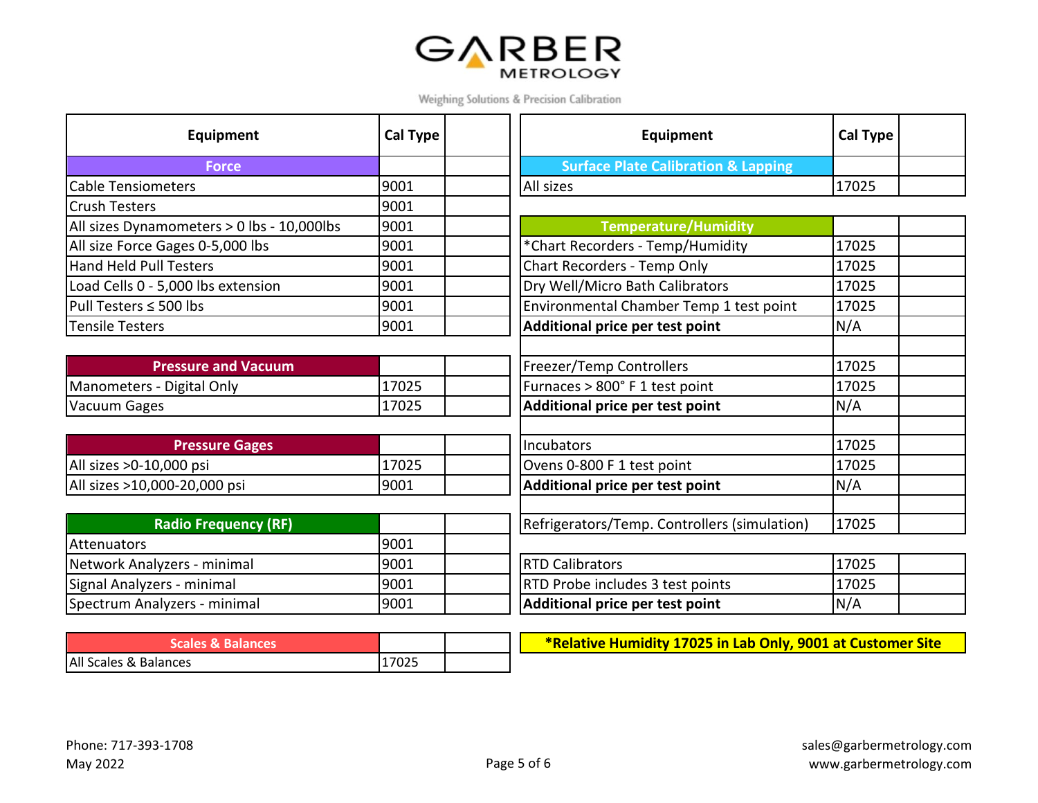# GARBER METROLOGY

Weighing Solutions & Precision Calibration

| Equipment | Cal Type | |
|---|---|---|
| **Force** | | |
| Cable Tensiometers | 9001 | |
| Crush Testers | 9001 | |
| All sizes Dynamometers > 0 lbs - 10,000lbs | 9001 | |
| All size Force Gages 0-5,000 lbs | 9001 | |
| Hand Held Pull Testers | 9001 | |
| Load Cells 0 - 5,000 lbs extension | 9001 | |
| Pull Testers ≤ 500 lbs | 9001 | |
| Tensile Testers | 9001 | |
| **Pressure and Vacuum** | | |
| Manometers - Digital Only | 17025 | |
| Vacuum Gages | 17025 | |
| **Pressure Gages** | | |
| All sizes >0-10,000 psi | 17025 | |
| All sizes >10,000-20,000 psi | 9001 | |
| **Radio Frequency (RF)** | | |
| Attenuators | 9001 | |
| Network Analyzers - minimal | 9001 | |
| Signal Analyzers - minimal | 9001 | |
| Spectrum Analyzers - minimal | 9001 | |
| **Scales & Balances** | | |
| All Scales & Balances | 17025 | |

| Equipment | Cal Type | |
|---|---|---|
| **Surface Plate Calibration & Lapping** | | |
| All sizes | 17025 | |
| **Temperature/Humidity** | | |
| *Chart Recorders - Temp/Humidity | 17025 | |
| Chart Recorders - Temp Only | 17025 | |
| Dry Well/Micro Bath Calibrators | 17025 | |
| Environmental Chamber Temp 1 test point | 17025 | |
| **Additional price per test point** | N/A | |
| | | |
| Freezer/Temp Controllers | 17025 | |
| Furnaces > 800° F 1 test point | 17025 | |
| **Additional price per test point** | N/A | |
| | | |
| Incubators | 17025 | |
| Ovens 0-800 F 1 test point | 17025 | |
| **Additional price per test point** | N/A | |
| | | |
| Refrigerators/Temp. Controllers (simulation) | 17025 | |
| RTD Calibrators | 17025 | |
| RTD Probe includes 3 test points | 17025 | |
| **Additional price per test point** | N/A | |

**\*Relative Humidity 17025 in Lab Only, 9001 at Customer Site**

Phone: 717-393-1708
May 2022

sales@garbermetrology.com
www.garbermetrology.com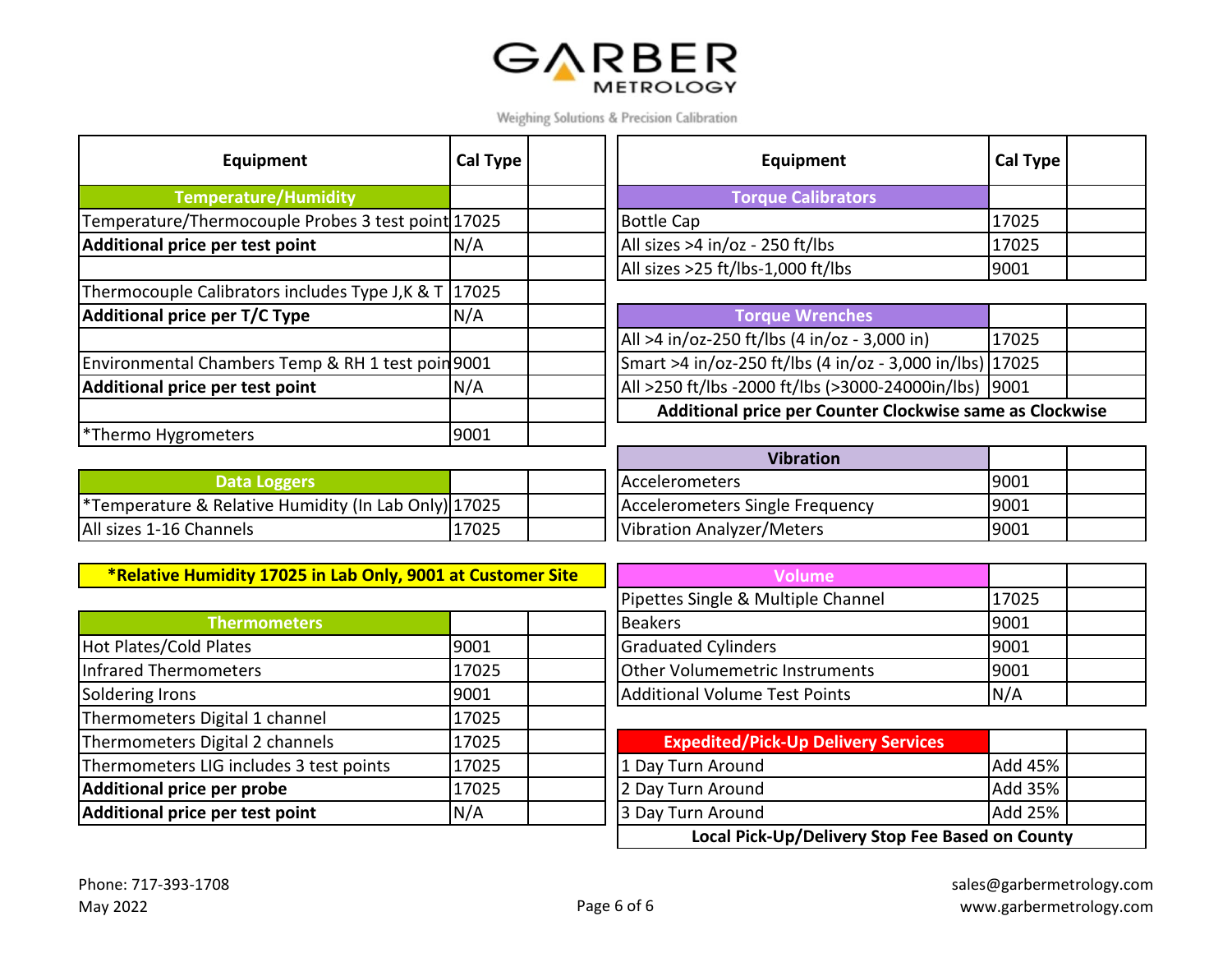GARBER METROLOGY

Weighing Solutions & Precision Calibration

| Equipment | Cal Type | |
|---|---|---|
| **Temperature/Humidity** | | |
| Temperature/Thermocouple Probes 3 test point | 17025 | |
| **Additional price per test point** | N/A | |
| | | |
| Thermocouple Calibrators includes Type J,K & T | 17025 | |
| **Additional price per T/C Type** | N/A | |
| | | |
| Environmental Chambers Temp & RH 1 test poin | 9001 | |
| **Additional price per test point** | N/A | |
| | | |
| *Thermo Hygrometers | 9001 | |

| | | |
|---|---|---|
| **Data Loggers** | | |
| *Temperature & Relative Humidity (In Lab Only) | 17025 | |
| All sizes 1-16 Channels | 17025 | |

**\*Relative Humidity 17025 in Lab Only, 9001 at Customer Site**

| | | |
|---|---|---|
| **Thermometers** | | |
| Hot Plates/Cold Plates | 9001 | |
| Infrared Thermometers | 17025 | |
| Soldering Irons | 9001 | |
| Thermometers Digital 1 channel | 17025 | |
| Thermometers Digital 2 channels | 17025 | |
| Thermometers LIG includes 3 test points | 17025 | |
| **Additional price per probe** | 17025 | |
| **Additional price per test point** | N/A | |

| Equipment | Cal Type | |
|---|---|---|
| **Torque Calibrators** | | |
| Bottle Cap | 17025 | |
| All sizes >4 in/oz - 250 ft/lbs | 17025 | |
| All sizes >25 ft/lbs-1,000 ft/lbs | 9001 | |

| | | |
|---|---|---|
| **Torque Wrenches** | | |
| All >4 in/oz-250 ft/lbs (4 in/oz - 3,000 in) | 17025 | |
| Smart >4 in/oz-250 ft/lbs (4 in/oz - 3,000 in/lbs) | 17025 | |
| All >250 ft/lbs -2000 ft/lbs (>3000-24000in/lbs) | 9001 | |
| **Additional price per Counter Clockwise same as Clockwise** | | |

| | | |
|---|---|---|
| **Vibration** | | |
| Accelerometers | 9001 | |
| Accelerometers Single Frequency | 9001 | |
| Vibration Analyzer/Meters | 9001 | |

| | | |
|---|---|---|
| **Volume** | | |
| Pipettes Single & Multiple Channel | 17025 | |
| Beakers | 9001 | |
| Graduated Cylinders | 9001 | |
| Other Volumemetric Instruments | 9001 | |
| Additional Volume Test Points | N/A | |

| | | |
|---|---|---|
| **Expedited/Pick-Up Delivery Services** | | |
| 1 Day Turn Around | Add 45% | |
| 2 Day Turn Around | Add 35% | |
| 3 Day Turn Around | Add 25% | |
| **Local Pick-Up/Delivery Stop Fee Based on County** | | |

Phone: 717-393-1708
May 2022

sales@garbermetrology.com
www.garbermetrology.com